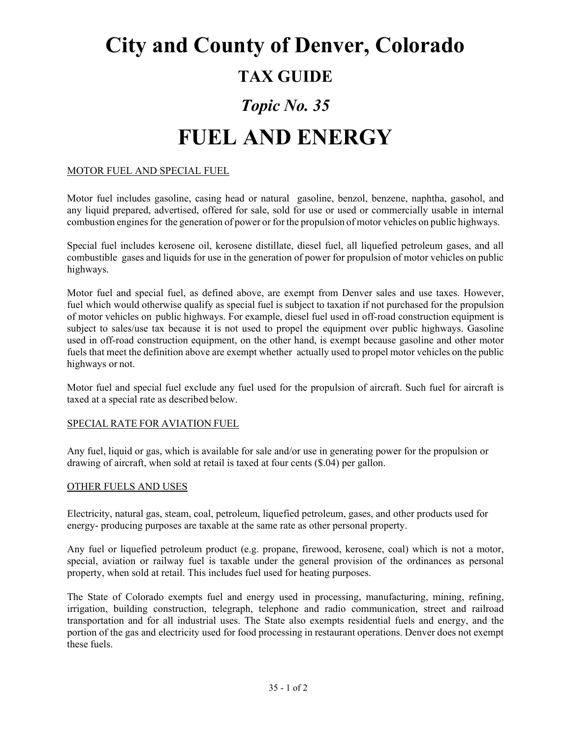# City and County of Denver, Colorado

## TAX GUIDE

## *Topic No. 35*

# FUEL AND ENERGY

MOTOR FUEL AND SPECIAL FUEL

Motor fuel includes gasoline, casing head or natural gasoline, benzol, benzene, naphtha, gasohol, and any liquid prepared, advertised, offered for sale, sold for use or used or commercially usable in internal combustion engines for the generation of power or for the propulsion of motor vehicles on public highways.

Special fuel includes kerosene oil, kerosene distillate, diesel fuel, all liquefied petroleum gases, and all combustible gases and liquids for use in the generation of power for propulsion of motor vehicles on public highways.

Motor fuel and special fuel, as defined above, are exempt from Denver sales and use taxes. However, fuel which would otherwise qualify as special fuel is subject to taxation if not purchased for the propulsion of motor vehicles on public highways. For example, diesel fuel used in off-road construction equipment is subject to sales/use tax because it is not used to propel the equipment over public highways. Gasoline used in off-road construction equipment, on the other hand, is exempt because gasoline and other motor fuels that meet the definition above are exempt whether actually used to propel motor vehicles on the public highways or not.

Motor fuel and special fuel exclude any fuel used for the propulsion of aircraft. Such fuel for aircraft is taxed at a special rate as described below.

SPECIAL RATE FOR AVIATION FUEL

Any fuel, liquid or gas, which is available for sale and/or use in generating power for the propulsion or drawing of aircraft, when sold at retail is taxed at four cents ($.04) per gallon.

OTHER FUELS AND USES

Electricity, natural gas, steam, coal, petroleum, liquefied petroleum, gases, and other products used for energy- producing purposes are taxable at the same rate as other personal property.

Any fuel or liquefied petroleum product (e.g. propane, firewood, kerosene, coal) which is not a motor, special, aviation or railway fuel is taxable under the general provision of the ordinances as personal property, when sold at retail. This includes fuel used for heating purposes.

The State of Colorado exempts fuel and energy used in processing, manufacturing, mining, refining, irrigation, building construction, telegraph, telephone and radio communication, street and railroad transportation and for all industrial uses. The State also exempts residential fuels and energy, and the portion of the gas and electricity used for food processing in restaurant operations. Denver does not exempt these fuels.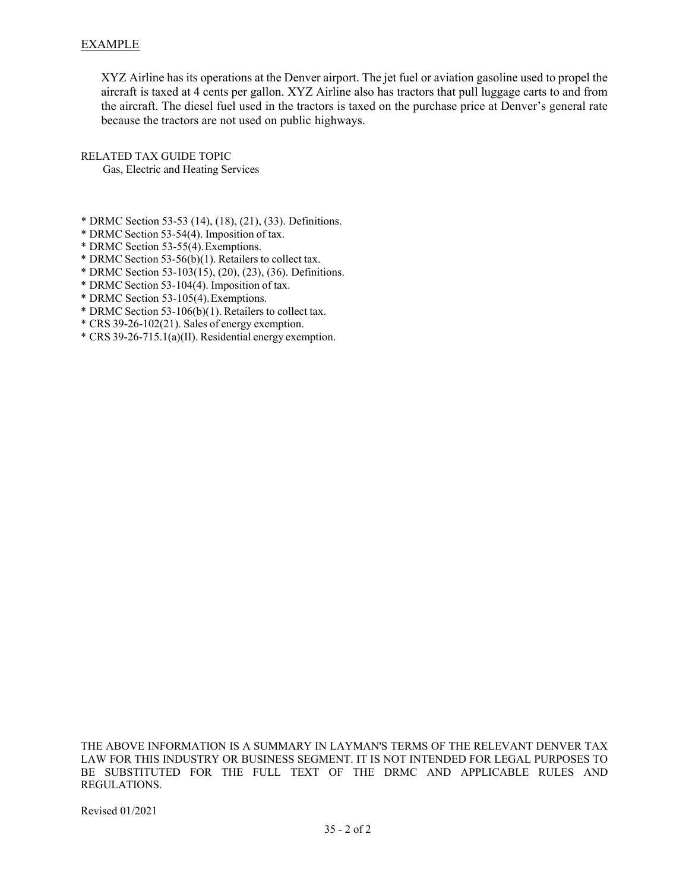EXAMPLE

XYZ Airline has its operations at the Denver airport. The jet fuel or aviation gasoline used to propel the aircraft is taxed at 4 cents per gallon. XYZ Airline also has tractors that pull luggage carts to and from the aircraft. The diesel fuel used in the tractors is taxed on the purchase price at Denver's general rate because the tractors are not used on public highways.

RELATED TAX GUIDE TOPIC
Gas, Electric and Heating Services

* DRMC Section 53-53 (14), (18), (21), (33). Definitions.
* DRMC Section 53-54(4). Imposition of tax.
* DRMC Section 53-55(4). Exemptions.
* DRMC Section 53-56(b)(1). Retailers to collect tax.
* DRMC Section 53-103(15), (20), (23), (36). Definitions.
* DRMC Section 53-104(4). Imposition of tax.
* DRMC Section 53-105(4). Exemptions.
* DRMC Section 53-106(b)(1). Retailers to collect tax.
* CRS 39-26-102(21). Sales of energy exemption.
* CRS 39-26-715.1(a)(II). Residential energy exemption.

THE ABOVE INFORMATION IS A SUMMARY IN LAYMAN'S TERMS OF THE RELEVANT DENVER TAX LAW FOR THIS INDUSTRY OR BUSINESS SEGMENT. IT IS NOT INTENDED FOR LEGAL PURPOSES TO BE SUBSTITUTED FOR THE FULL TEXT OF THE DRMC AND APPLICABLE RULES AND REGULATIONS.

Revised 01/2021